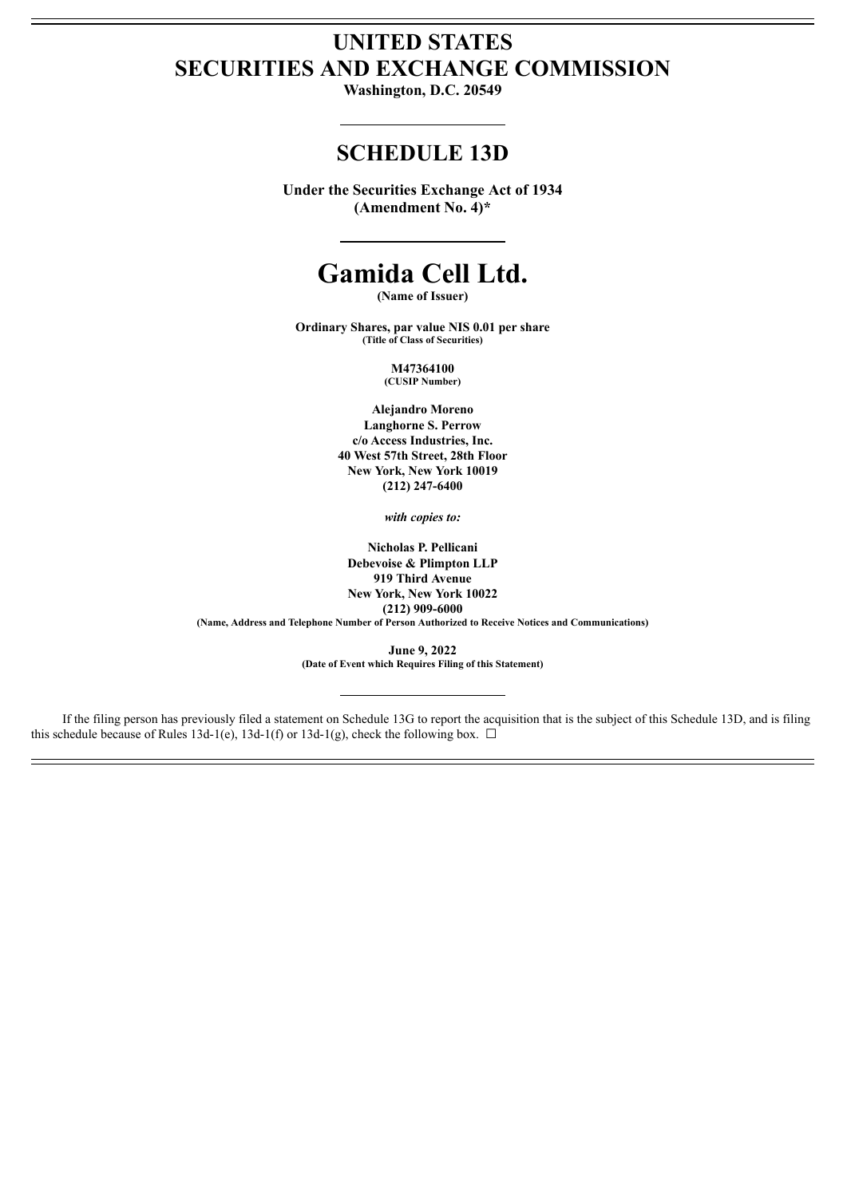# UNITED STATES
# SECURITIES AND EXCHANGE COMMISSION

**Washington, D.C. 20549**

---

## SCHEDULE 13D

**Under the Securities Exchange Act of 1934**
**(Amendment No. 4)***

---

# Gamida Cell Ltd.

**(Name of Issuer)**

**Ordinary Shares, par value NIS 0.01 per share**
**(Title of Class of Securities)**

**M47364100**
**(CUSIP Number)**

**Alejandro Moreno**
**Langhorne S. Perrow**
**c/o Access Industries, Inc.**
**40 West 57th Street, 28th Floor**
**New York, New York 10019**
**(212) 247-6400**

***with copies to:***

**Nicholas P. Pellicani**
**Debevoise & Plimpton LLP**
**919 Third Avenue**
**New York, New York 10022**
**(212) 909-6000**
**(Name, Address and Telephone Number of Person Authorized to Receive Notices and Communications)**

**June 9, 2022**
**(Date of Event which Requires Filing of this Statement)**

---

If the filing person has previously filed a statement on Schedule 13G to report the acquisition that is the subject of this Schedule 13D, and is filing this schedule because of Rules 13d-1(e), 13d-1(f) or 13d-1(g), check the following box. ☐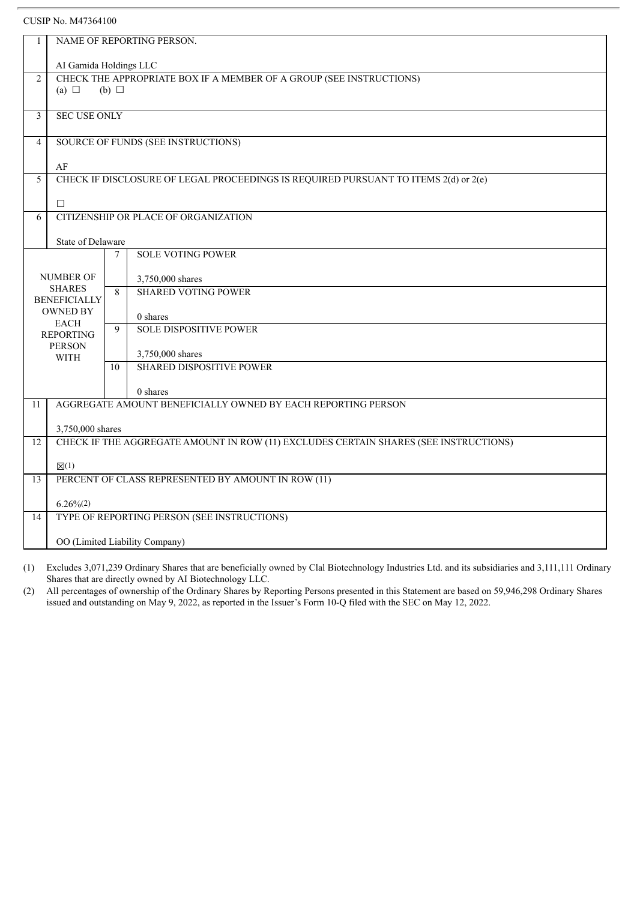CUSIP No. M47364100

| | | | |
|---|---|---|---|
| 1 | NAME OF REPORTING PERSON.<br><br>AI Gamida Holdings LLC | | |
| 2 | CHECK THE APPROPRIATE BOX IF A MEMBER OF A GROUP (SEE INSTRUCTIONS)<br>(a) ☐ (b) ☐ | | |
| 3 | SEC USE ONLY | | |
| 4 | SOURCE OF FUNDS (SEE INSTRUCTIONS)<br><br>AF | | |
| 5 | CHECK IF DISCLOSURE OF LEGAL PROCEEDINGS IS REQUIRED PURSUANT TO ITEMS 2(d) or 2(e)<br><br>☐ | | |
| 6 | CITIZENSHIP OR PLACE OF ORGANIZATION<br><br>State of Delaware | | |
| NUMBER OF SHARES BENEFICIALLY OWNED BY EACH REPORTING PERSON WITH | | 7 | SOLE VOTING POWER<br><br>3,750,000 shares |
| | | 8 | SHARED VOTING POWER<br><br>0 shares |
| | | 9 | SOLE DISPOSITIVE POWER<br><br>3,750,000 shares |
| | | 10 | SHARED DISPOSITIVE POWER<br><br>0 shares |
| 11 | AGGREGATE AMOUNT BENEFICIALLY OWNED BY EACH REPORTING PERSON<br><br>3,750,000 shares | | |
| 12 | CHECK IF THE AGGREGATE AMOUNT IN ROW (11) EXCLUDES CERTAIN SHARES (SEE INSTRUCTIONS)<br><br>☒(1) | | |
| 13 | PERCENT OF CLASS REPRESENTED BY AMOUNT IN ROW (11)<br><br>6.26%(2) | | |
| 14 | TYPE OF REPORTING PERSON (SEE INSTRUCTIONS)<br><br>OO (Limited Liability Company) | | |

(1) Excludes 3,071,239 Ordinary Shares that are beneficially owned by Clal Biotechnology Industries Ltd. and its subsidiaries and 3,111,111 Ordinary Shares that are directly owned by AI Biotechnology LLC.

(2) All percentages of ownership of the Ordinary Shares by Reporting Persons presented in this Statement are based on 59,946,298 Ordinary Shares issued and outstanding on May 9, 2022, as reported in the Issuer's Form 10-Q filed with the SEC on May 12, 2022.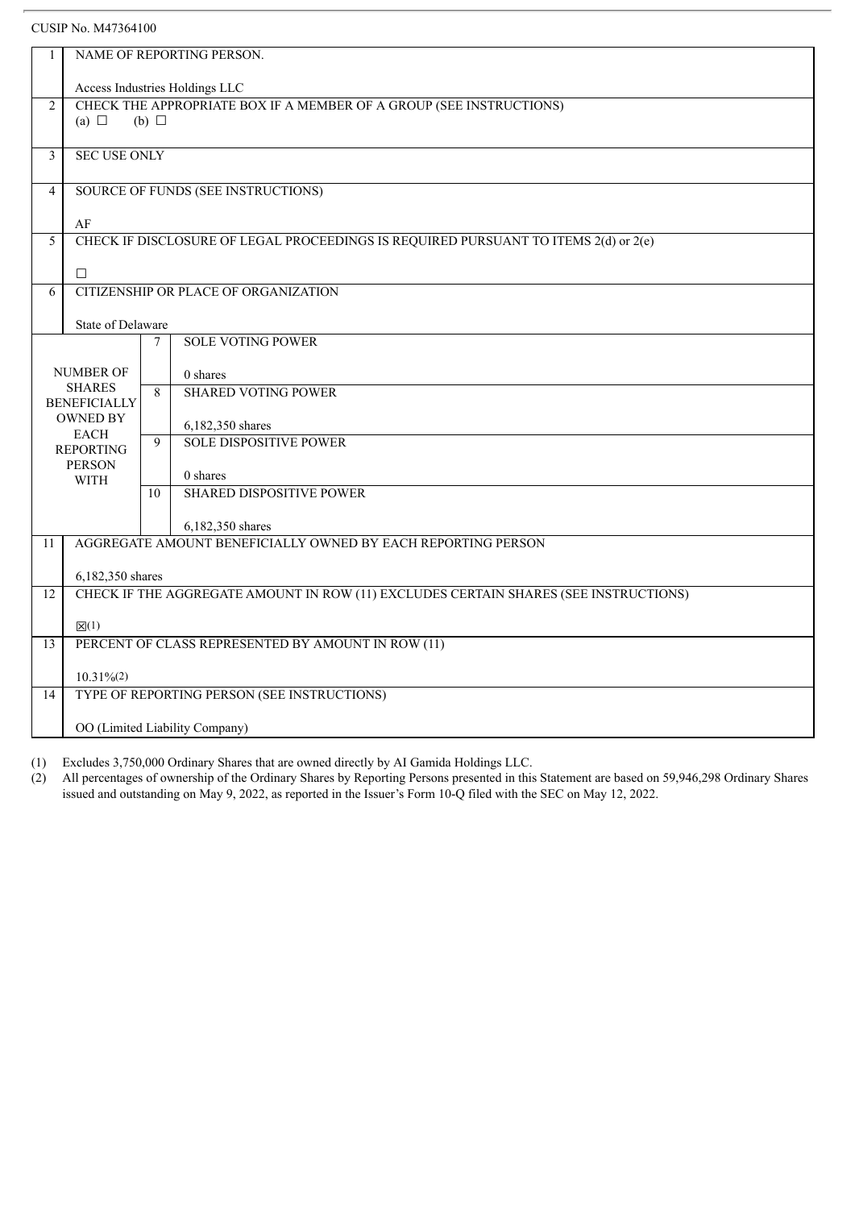CUSIP No. M47364100

| | | | |
|---|---|---|---|
| 1 | NAME OF REPORTING PERSON.<br><br>Access Industries Holdings LLC | | |
| 2 | CHECK THE APPROPRIATE BOX IF A MEMBER OF A GROUP (SEE INSTRUCTIONS)<br>(a) ☐ (b) ☐ | | |
| 3 | SEC USE ONLY | | |
| 4 | SOURCE OF FUNDS (SEE INSTRUCTIONS)<br><br>AF | | |
| 5 | CHECK IF DISCLOSURE OF LEGAL PROCEEDINGS IS REQUIRED PURSUANT TO ITEMS 2(d) or 2(e)<br><br>☐ | | |
| 6 | CITIZENSHIP OR PLACE OF ORGANIZATION<br><br>State of Delaware | | |
| NUMBER OF SHARES BENEFICIALLY OWNED BY EACH REPORTING PERSON WITH | | 7 | SOLE VOTING POWER<br><br>0 shares |
| | | 8 | SHARED VOTING POWER<br><br>6,182,350 shares |
| | | 9 | SOLE DISPOSITIVE POWER<br><br>0 shares |
| | | 10 | SHARED DISPOSITIVE POWER<br><br>6,182,350 shares |
| 11 | AGGREGATE AMOUNT BENEFICIALLY OWNED BY EACH REPORTING PERSON<br><br>6,182,350 shares | | |
| 12 | CHECK IF THE AGGREGATE AMOUNT IN ROW (11) EXCLUDES CERTAIN SHARES (SEE INSTRUCTIONS)<br><br>☒(1) | | |
| 13 | PERCENT OF CLASS REPRESENTED BY AMOUNT IN ROW (11)<br><br>10.31%(2) | | |
| 14 | TYPE OF REPORTING PERSON (SEE INSTRUCTIONS)<br><br>OO (Limited Liability Company) | | |

(1) Excludes 3,750,000 Ordinary Shares that are owned directly by AI Gamida Holdings LLC.

(2) All percentages of ownership of the Ordinary Shares by Reporting Persons presented in this Statement are based on 59,946,298 Ordinary Shares issued and outstanding on May 9, 2022, as reported in the Issuer's Form 10-Q filed with the SEC on May 12, 2022.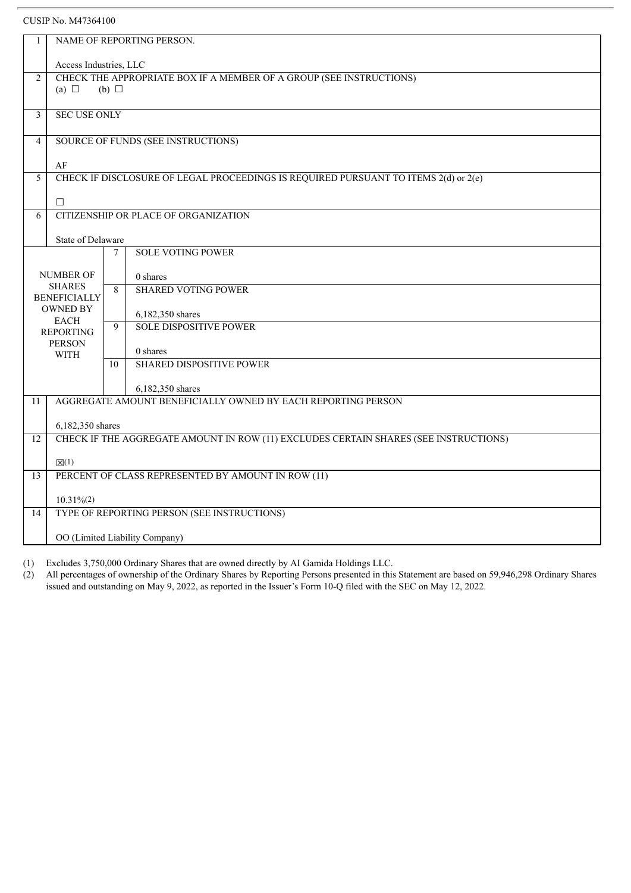CUSIP No. M47364100

| | | | |
|---|---|---|---|
| 1 | NAME OF REPORTING PERSON.<br><br>Access Industries, LLC | | |
| 2 | CHECK THE APPROPRIATE BOX IF A MEMBER OF A GROUP (SEE INSTRUCTIONS)<br>(a) ☐ (b) ☐ | | |
| 3 | SEC USE ONLY | | |
| 4 | SOURCE OF FUNDS (SEE INSTRUCTIONS)<br><br>AF | | |
| 5 | CHECK IF DISCLOSURE OF LEGAL PROCEEDINGS IS REQUIRED PURSUANT TO ITEMS 2(d) or 2(e)<br><br>☐ | | |
| 6 | CITIZENSHIP OR PLACE OF ORGANIZATION<br><br>State of Delaware | | |
| NUMBER OF SHARES BENEFICIALLY OWNED BY EACH REPORTING PERSON WITH | 7 | SOLE VOTING POWER<br><br>0 shares | |
| | 8 | SHARED VOTING POWER<br><br>6,182,350 shares | |
| | 9 | SOLE DISPOSITIVE POWER<br><br>0 shares | |
| | 10 | SHARED DISPOSITIVE POWER<br><br>6,182,350 shares | |
| 11 | AGGREGATE AMOUNT BENEFICIALLY OWNED BY EACH REPORTING PERSON<br><br>6,182,350 shares | | |
| 12 | CHECK IF THE AGGREGATE AMOUNT IN ROW (11) EXCLUDES CERTAIN SHARES (SEE INSTRUCTIONS)<br><br>☒(1) | | |
| 13 | PERCENT OF CLASS REPRESENTED BY AMOUNT IN ROW (11)<br><br>10.31%(2) | | |
| 14 | TYPE OF REPORTING PERSON (SEE INSTRUCTIONS)<br><br>OO (Limited Liability Company) | | |

(1) Excludes 3,750,000 Ordinary Shares that are owned directly by AI Gamida Holdings LLC.

(2) All percentages of ownership of the Ordinary Shares by Reporting Persons presented in this Statement are based on 59,946,298 Ordinary Shares issued and outstanding on May 9, 2022, as reported in the Issuer's Form 10-Q filed with the SEC on May 12, 2022.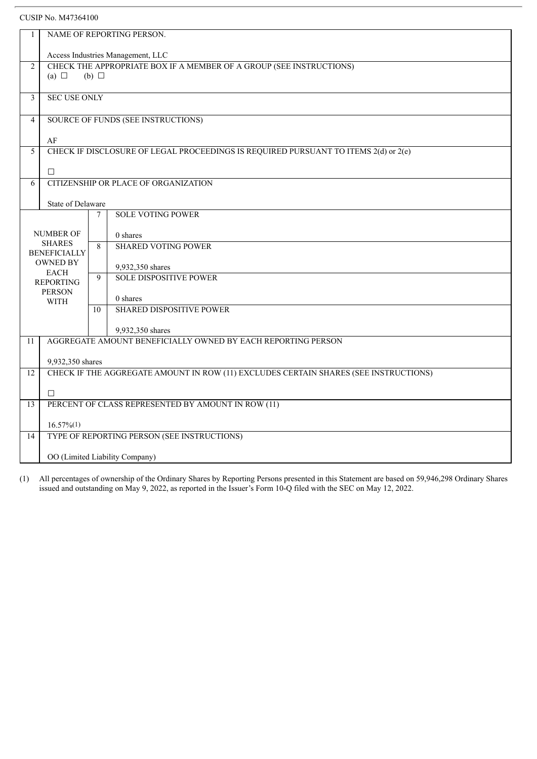CUSIP No. M47364100

| | | | |
|---|---|---|---|
| 1 | NAME OF REPORTING PERSON.<br><br>Access Industries Management, LLC | | |
| 2 | CHECK THE APPROPRIATE BOX IF A MEMBER OF A GROUP (SEE INSTRUCTIONS)<br>(a) ☐ (b) ☐ | | |
| 3 | SEC USE ONLY | | |
| 4 | SOURCE OF FUNDS (SEE INSTRUCTIONS)<br><br>AF | | |
| 5 | CHECK IF DISCLOSURE OF LEGAL PROCEEDINGS IS REQUIRED PURSUANT TO ITEMS 2(d) or 2(e)<br><br>☐ | | |
| 6 | CITIZENSHIP OR PLACE OF ORGANIZATION<br><br>State of Delaware | | |
| NUMBER OF SHARES BENEFICIALLY OWNED BY EACH REPORTING PERSON WITH | | 7 | SOLE VOTING POWER<br><br>0 shares |
| | | 8 | SHARED VOTING POWER<br><br>9,932,350 shares |
| | | 9 | SOLE DISPOSITIVE POWER<br><br>0 shares |
| | | 10 | SHARED DISPOSITIVE POWER<br><br>9,932,350 shares |
| 11 | AGGREGATE AMOUNT BENEFICIALLY OWNED BY EACH REPORTING PERSON<br><br>9,932,350 shares | | |
| 12 | CHECK IF THE AGGREGATE AMOUNT IN ROW (11) EXCLUDES CERTAIN SHARES (SEE INSTRUCTIONS)<br><br>☐ | | |
| 13 | PERCENT OF CLASS REPRESENTED BY AMOUNT IN ROW (11)<br><br>16.57%(1) | | |
| 14 | TYPE OF REPORTING PERSON (SEE INSTRUCTIONS)<br><br>OO (Limited Liability Company) | | |

(1) All percentages of ownership of the Ordinary Shares by Reporting Persons presented in this Statement are based on 59,946,298 Ordinary Shares issued and outstanding on May 9, 2022, as reported in the Issuer's Form 10-Q filed with the SEC on May 12, 2022.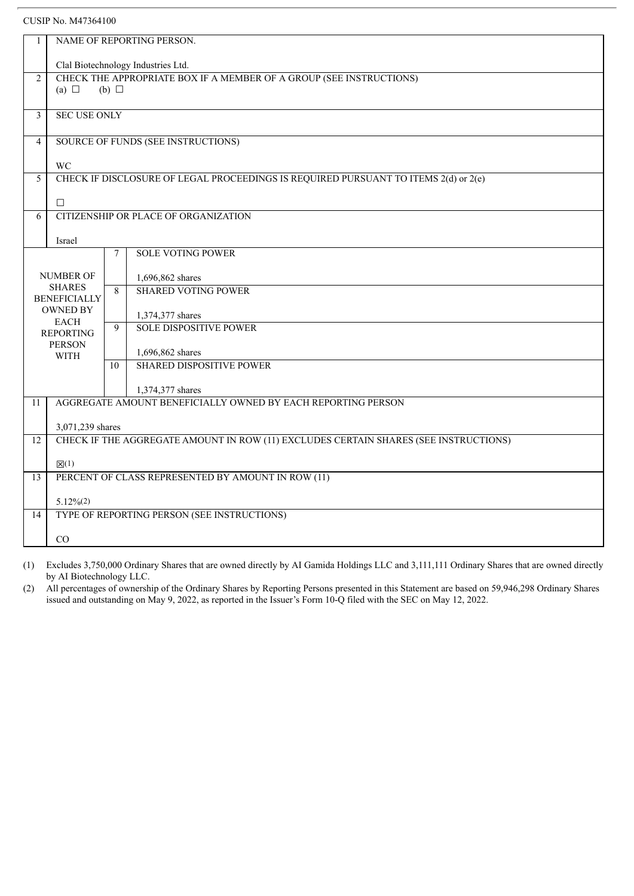CUSIP No. M47364100

| | | | |
|---|---|---|---|
| 1 | NAME OF REPORTING PERSON.<br><br>Clal Biotechnology Industries Ltd. | | |
| 2 | CHECK THE APPROPRIATE BOX IF A MEMBER OF A GROUP (SEE INSTRUCTIONS)<br>(a) ☐ (b) ☐ | | |
| 3 | SEC USE ONLY | | |
| 4 | SOURCE OF FUNDS (SEE INSTRUCTIONS)<br><br>WC | | |
| 5 | CHECK IF DISCLOSURE OF LEGAL PROCEEDINGS IS REQUIRED PURSUANT TO ITEMS 2(d) or 2(e)<br><br>☐ | | |
| 6 | CITIZENSHIP OR PLACE OF ORGANIZATION<br><br>Israel | | |
| NUMBER OF SHARES BENEFICIALLY OWNED BY EACH REPORTING PERSON WITH | | 7 | SOLE VOTING POWER<br><br>1,696,862 shares |
| | | 8 | SHARED VOTING POWER<br><br>1,374,377 shares |
| | | 9 | SOLE DISPOSITIVE POWER<br><br>1,696,862 shares |
| | | 10 | SHARED DISPOSITIVE POWER<br><br>1,374,377 shares |
| 11 | AGGREGATE AMOUNT BENEFICIALLY OWNED BY EACH REPORTING PERSON<br><br>3,071,239 shares | | |
| 12 | CHECK IF THE AGGREGATE AMOUNT IN ROW (11) EXCLUDES CERTAIN SHARES (SEE INSTRUCTIONS)<br><br>☒(1) | | |
| 13 | PERCENT OF CLASS REPRESENTED BY AMOUNT IN ROW (11)<br><br>5.12%(2) | | |
| 14 | TYPE OF REPORTING PERSON (SEE INSTRUCTIONS)<br><br>CO | | |

(1) Excludes 3,750,000 Ordinary Shares that are owned directly by AI Gamida Holdings LLC and 3,111,111 Ordinary Shares that are owned directly by AI Biotechnology LLC.

(2) All percentages of ownership of the Ordinary Shares by Reporting Persons presented in this Statement are based on 59,946,298 Ordinary Shares issued and outstanding on May 9, 2022, as reported in the Issuer's Form 10-Q filed with the SEC on May 12, 2022.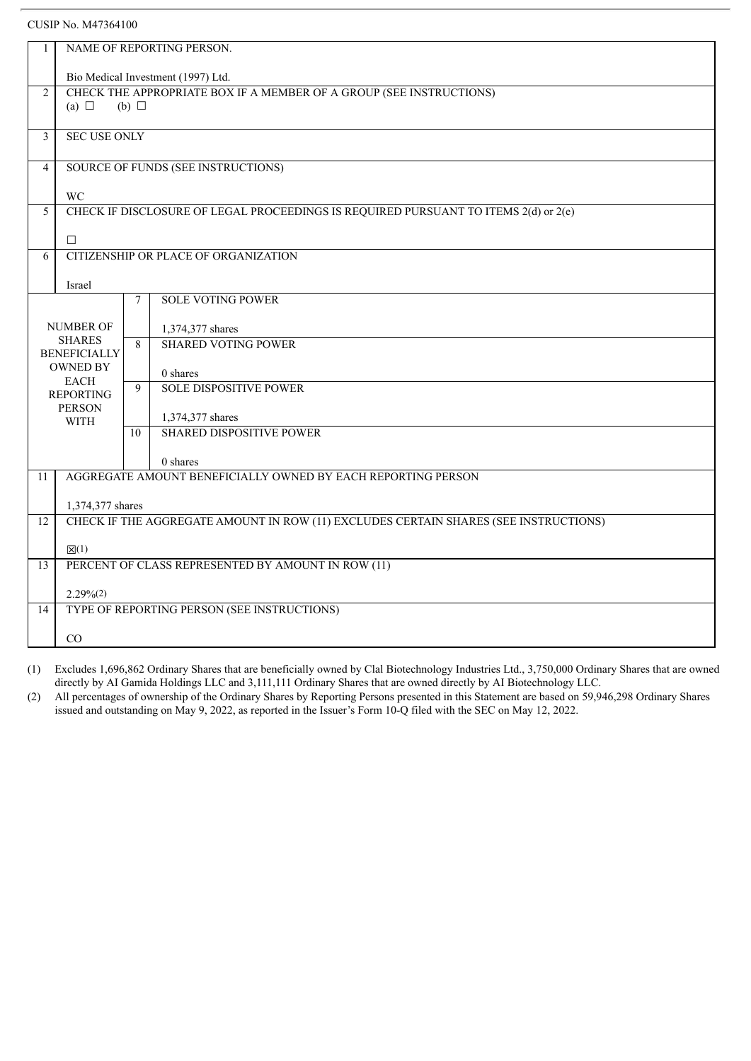CUSIP No. M47364100

| | | | |
|---|---|---|---|
| 1 | NAME OF REPORTING PERSON.<br><br>Bio Medical Investment (1997) Ltd. | | |
| 2 | CHECK THE APPROPRIATE BOX IF A MEMBER OF A GROUP (SEE INSTRUCTIONS)<br>(a) ☐ (b) ☐ | | |
| 3 | SEC USE ONLY | | |
| 4 | SOURCE OF FUNDS (SEE INSTRUCTIONS)<br><br>WC | | |
| 5 | CHECK IF DISCLOSURE OF LEGAL PROCEEDINGS IS REQUIRED PURSUANT TO ITEMS 2(d) or 2(e)<br><br>☐ | | |
| 6 | CITIZENSHIP OR PLACE OF ORGANIZATION<br><br>Israel | | |
| NUMBER OF SHARES BENEFICIALLY OWNED BY EACH REPORTING PERSON WITH | | 7 | SOLE VOTING POWER<br><br>1,374,377 shares |
| | | 8 | SHARED VOTING POWER<br><br>0 shares |
| | | 9 | SOLE DISPOSITIVE POWER<br><br>1,374,377 shares |
| | | 10 | SHARED DISPOSITIVE POWER<br><br>0 shares |
| 11 | AGGREGATE AMOUNT BENEFICIALLY OWNED BY EACH REPORTING PERSON<br><br>1,374,377 shares | | |
| 12 | CHECK IF THE AGGREGATE AMOUNT IN ROW (11) EXCLUDES CERTAIN SHARES (SEE INSTRUCTIONS)<br><br>☒(1) | | |
| 13 | PERCENT OF CLASS REPRESENTED BY AMOUNT IN ROW (11)<br><br>2.29%(2) | | |
| 14 | TYPE OF REPORTING PERSON (SEE INSTRUCTIONS)<br><br>CO | | |

(1) Excludes 1,696,862 Ordinary Shares that are beneficially owned by Clal Biotechnology Industries Ltd., 3,750,000 Ordinary Shares that are owned directly by AI Gamida Holdings LLC and 3,111,111 Ordinary Shares that are owned directly by AI Biotechnology LLC.

(2) All percentages of ownership of the Ordinary Shares by Reporting Persons presented in this Statement are based on 59,946,298 Ordinary Shares issued and outstanding on May 9, 2022, as reported in the Issuer's Form 10-Q filed with the SEC on May 12, 2022.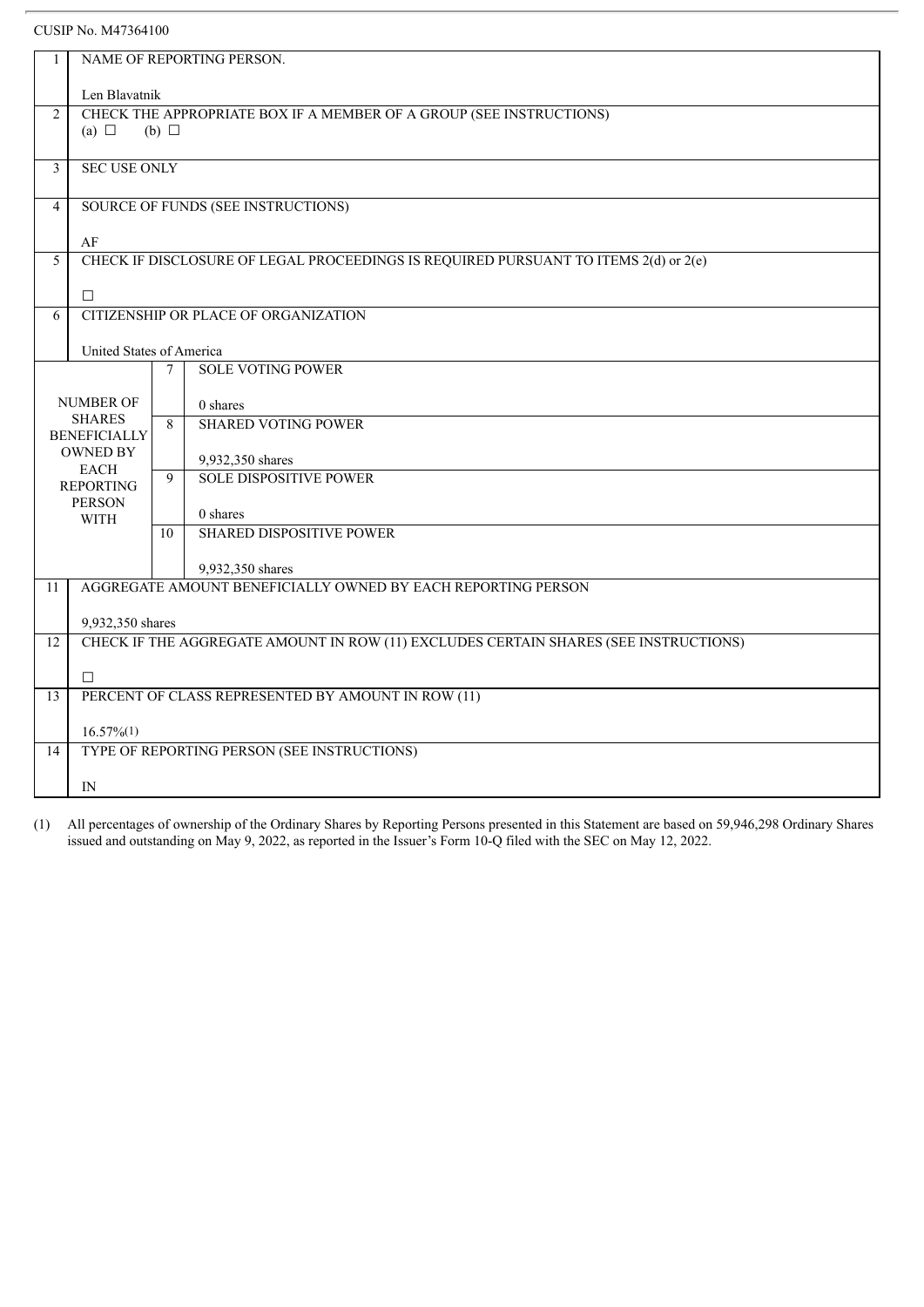CUSIP No. M47364100

| | | | |
|---|---|---|---|
| 1 | NAME OF REPORTING PERSON.<br><br>Len Blavatnik | | |
| 2 | CHECK THE APPROPRIATE BOX IF A MEMBER OF A GROUP (SEE INSTRUCTIONS)<br>(a) ☐ (b) ☐ | | |
| 3 | SEC USE ONLY | | |
| 4 | SOURCE OF FUNDS (SEE INSTRUCTIONS)<br><br>AF | | |
| 5 | CHECK IF DISCLOSURE OF LEGAL PROCEEDINGS IS REQUIRED PURSUANT TO ITEMS 2(d) or 2(e)<br><br>☐ | | |
| 6 | CITIZENSHIP OR PLACE OF ORGANIZATION<br><br>United States of America | | |
| NUMBER OF SHARES BENEFICIALLY OWNED BY EACH REPORTING PERSON WITH | | 7 | SOLE VOTING POWER<br><br>0 shares |
| | | 8 | SHARED VOTING POWER<br><br>9,932,350 shares |
| | | 9 | SOLE DISPOSITIVE POWER<br><br>0 shares |
| | | 10 | SHARED DISPOSITIVE POWER<br><br>9,932,350 shares |
| 11 | AGGREGATE AMOUNT BENEFICIALLY OWNED BY EACH REPORTING PERSON<br><br>9,932,350 shares | | |
| 12 | CHECK IF THE AGGREGATE AMOUNT IN ROW (11) EXCLUDES CERTAIN SHARES (SEE INSTRUCTIONS)<br><br>☐ | | |
| 13 | PERCENT OF CLASS REPRESENTED BY AMOUNT IN ROW (11)<br><br>16.57%(1) | | |
| 14 | TYPE OF REPORTING PERSON (SEE INSTRUCTIONS)<br><br>IN | | |

(1) All percentages of ownership of the Ordinary Shares by Reporting Persons presented in this Statement are based on 59,946,298 Ordinary Shares issued and outstanding on May 9, 2022, as reported in the Issuer's Form 10-Q filed with the SEC on May 12, 2022.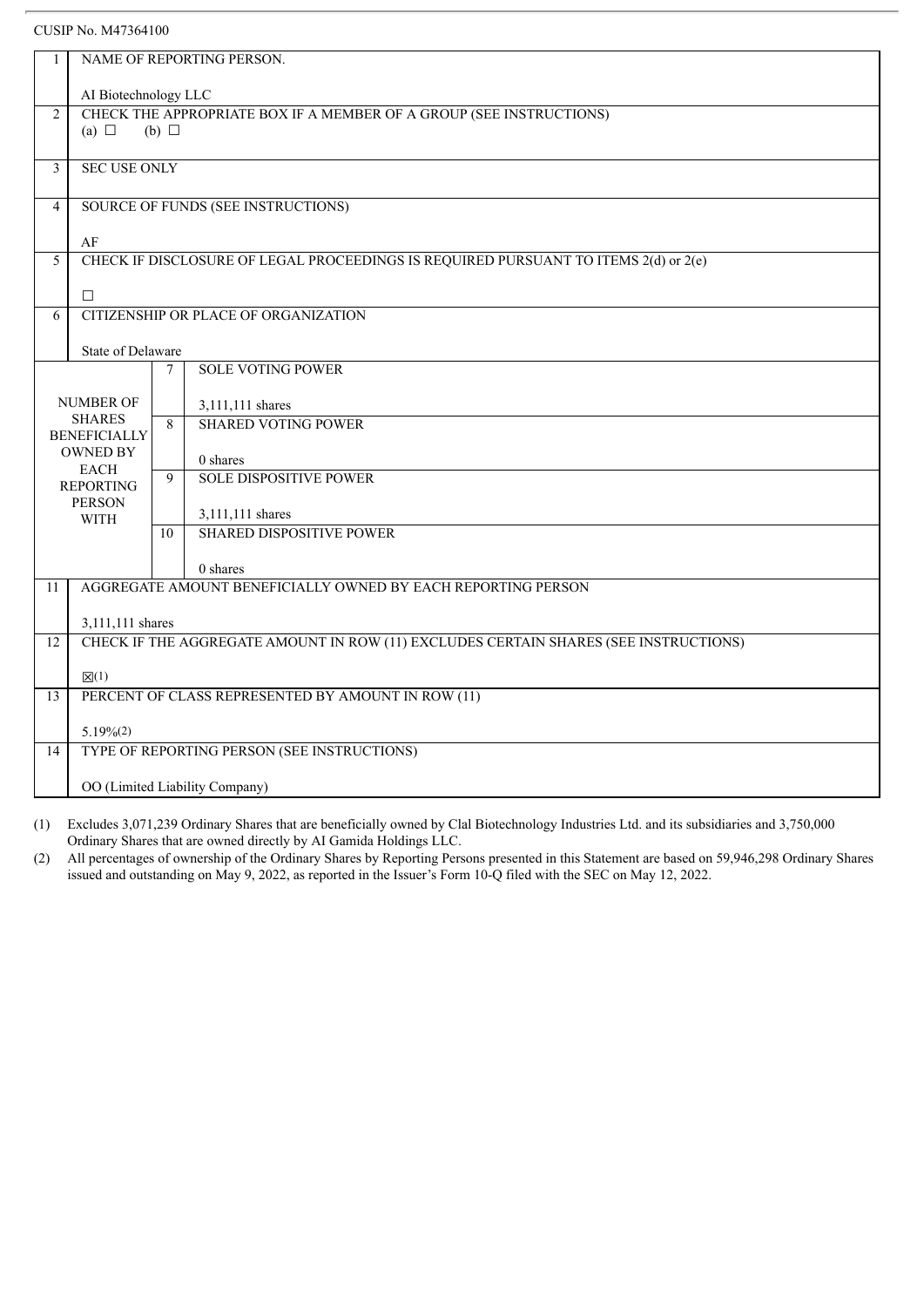CUSIP No. M47364100

| | | | |
|---|---|---|---|
| 1 | NAME OF REPORTING PERSON.<br><br>AI Biotechnology LLC | | |
| 2 | CHECK THE APPROPRIATE BOX IF A MEMBER OF A GROUP (SEE INSTRUCTIONS)<br>(a) ☐ (b) ☐ | | |
| 3 | SEC USE ONLY | | |
| 4 | SOURCE OF FUNDS (SEE INSTRUCTIONS)<br><br>AF | | |
| 5 | CHECK IF DISCLOSURE OF LEGAL PROCEEDINGS IS REQUIRED PURSUANT TO ITEMS 2(d) or 2(e)<br><br>☐ | | |
| 6 | CITIZENSHIP OR PLACE OF ORGANIZATION<br><br>State of Delaware | | |
| NUMBER OF SHARES BENEFICIALLY OWNED BY EACH REPORTING PERSON WITH | | 7 | SOLE VOTING POWER<br><br>3,111,111 shares |
| | | 8 | SHARED VOTING POWER<br><br>0 shares |
| | | 9 | SOLE DISPOSITIVE POWER<br><br>3,111,111 shares |
| | | 10 | SHARED DISPOSITIVE POWER<br><br>0 shares |
| 11 | AGGREGATE AMOUNT BENEFICIALLY OWNED BY EACH REPORTING PERSON<br><br>3,111,111 shares | | |
| 12 | CHECK IF THE AGGREGATE AMOUNT IN ROW (11) EXCLUDES CERTAIN SHARES (SEE INSTRUCTIONS)<br><br>☒(1) | | |
| 13 | PERCENT OF CLASS REPRESENTED BY AMOUNT IN ROW (11)<br><br>5.19%(2) | | |
| 14 | TYPE OF REPORTING PERSON (SEE INSTRUCTIONS)<br><br>OO (Limited Liability Company) | | |

(1) Excludes 3,071,239 Ordinary Shares that are beneficially owned by Clal Biotechnology Industries Ltd. and its subsidiaries and 3,750,000 Ordinary Shares that are owned directly by AI Gamida Holdings LLC.

(2) All percentages of ownership of the Ordinary Shares by Reporting Persons presented in this Statement are based on 59,946,298 Ordinary Shares issued and outstanding on May 9, 2022, as reported in the Issuer's Form 10-Q filed with the SEC on May 12, 2022.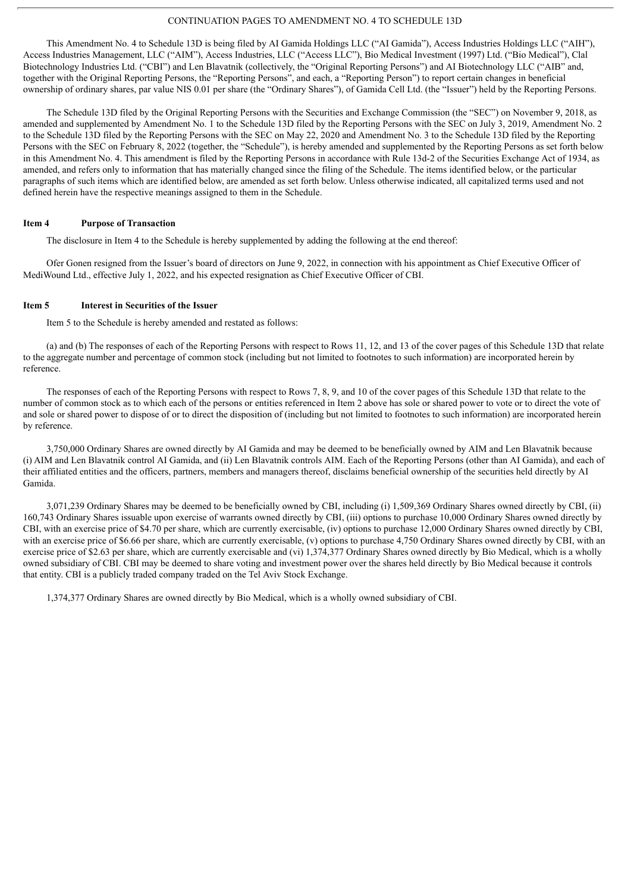CONTINUATION PAGES TO AMENDMENT NO. 4 TO SCHEDULE 13D

This Amendment No. 4 to Schedule 13D is being filed by AI Gamida Holdings LLC ("AI Gamida"), Access Industries Holdings LLC ("AIH"), Access Industries Management, LLC ("AIM"), Access Industries, LLC ("Access LLC"), Bio Medical Investment (1997) Ltd. ("Bio Medical"), Clal Biotechnology Industries Ltd. ("CBI") and Len Blavatnik (collectively, the "Original Reporting Persons") and AI Biotechnology LLC ("AIB" and, together with the Original Reporting Persons, the "Reporting Persons", and each, a "Reporting Person") to report certain changes in beneficial ownership of ordinary shares, par value NIS 0.01 per share (the "Ordinary Shares"), of Gamida Cell Ltd. (the "Issuer") held by the Reporting Persons.

The Schedule 13D filed by the Original Reporting Persons with the Securities and Exchange Commission (the "SEC") on November 9, 2018, as amended and supplemented by Amendment No. 1 to the Schedule 13D filed by the Reporting Persons with the SEC on July 3, 2019, Amendment No. 2 to the Schedule 13D filed by the Reporting Persons with the SEC on May 22, 2020 and Amendment No. 3 to the Schedule 13D filed by the Reporting Persons with the SEC on February 8, 2022 (together, the "Schedule"), is hereby amended and supplemented by the Reporting Persons as set forth below in this Amendment No. 4. This amendment is filed by the Reporting Persons in accordance with Rule 13d-2 of the Securities Exchange Act of 1934, as amended, and refers only to information that has materially changed since the filing of the Schedule. The items identified below, or the particular paragraphs of such items which are identified below, are amended as set forth below. Unless otherwise indicated, all capitalized terms used and not defined herein have the respective meanings assigned to them in the Schedule.

### Item 4 Purpose of Transaction

The disclosure in Item 4 to the Schedule is hereby supplemented by adding the following at the end thereof:

Ofer Gonen resigned from the Issuer's board of directors on June 9, 2022, in connection with his appointment as Chief Executive Officer of MediWound Ltd., effective July 1, 2022, and his expected resignation as Chief Executive Officer of CBI.

### Item 5 Interest in Securities of the Issuer

Item 5 to the Schedule is hereby amended and restated as follows:

(a) and (b) The responses of each of the Reporting Persons with respect to Rows 11, 12, and 13 of the cover pages of this Schedule 13D that relate to the aggregate number and percentage of common stock (including but not limited to footnotes to such information) are incorporated herein by reference.

The responses of each of the Reporting Persons with respect to Rows 7, 8, 9, and 10 of the cover pages of this Schedule 13D that relate to the number of common stock as to which each of the persons or entities referenced in Item 2 above has sole or shared power to vote or to direct the vote of and sole or shared power to dispose of or to direct the disposition of (including but not limited to footnotes to such information) are incorporated herein by reference.

3,750,000 Ordinary Shares are owned directly by AI Gamida and may be deemed to be beneficially owned by AIM and Len Blavatnik because (i) AIM and Len Blavatnik control AI Gamida, and (ii) Len Blavatnik controls AIM. Each of the Reporting Persons (other than AI Gamida), and each of their affiliated entities and the officers, partners, members and managers thereof, disclaims beneficial ownership of the securities held directly by AI Gamida.

3,071,239 Ordinary Shares may be deemed to be beneficially owned by CBI, including (i) 1,509,369 Ordinary Shares owned directly by CBI, (ii) 160,743 Ordinary Shares issuable upon exercise of warrants owned directly by CBI, (iii) options to purchase 10,000 Ordinary Shares owned directly by CBI, with an exercise price of $4.70 per share, which are currently exercisable, (iv) options to purchase 12,000 Ordinary Shares owned directly by CBI, with an exercise price of $6.66 per share, which are currently exercisable, (v) options to purchase 4,750 Ordinary Shares owned directly by CBI, with an exercise price of $2.63 per share, which are currently exercisable and (vi) 1,374,377 Ordinary Shares owned directly by Bio Medical, which is a wholly owned subsidiary of CBI. CBI may be deemed to share voting and investment power over the shares held directly by Bio Medical because it controls that entity. CBI is a publicly traded company traded on the Tel Aviv Stock Exchange.

1,374,377 Ordinary Shares are owned directly by Bio Medical, which is a wholly owned subsidiary of CBI.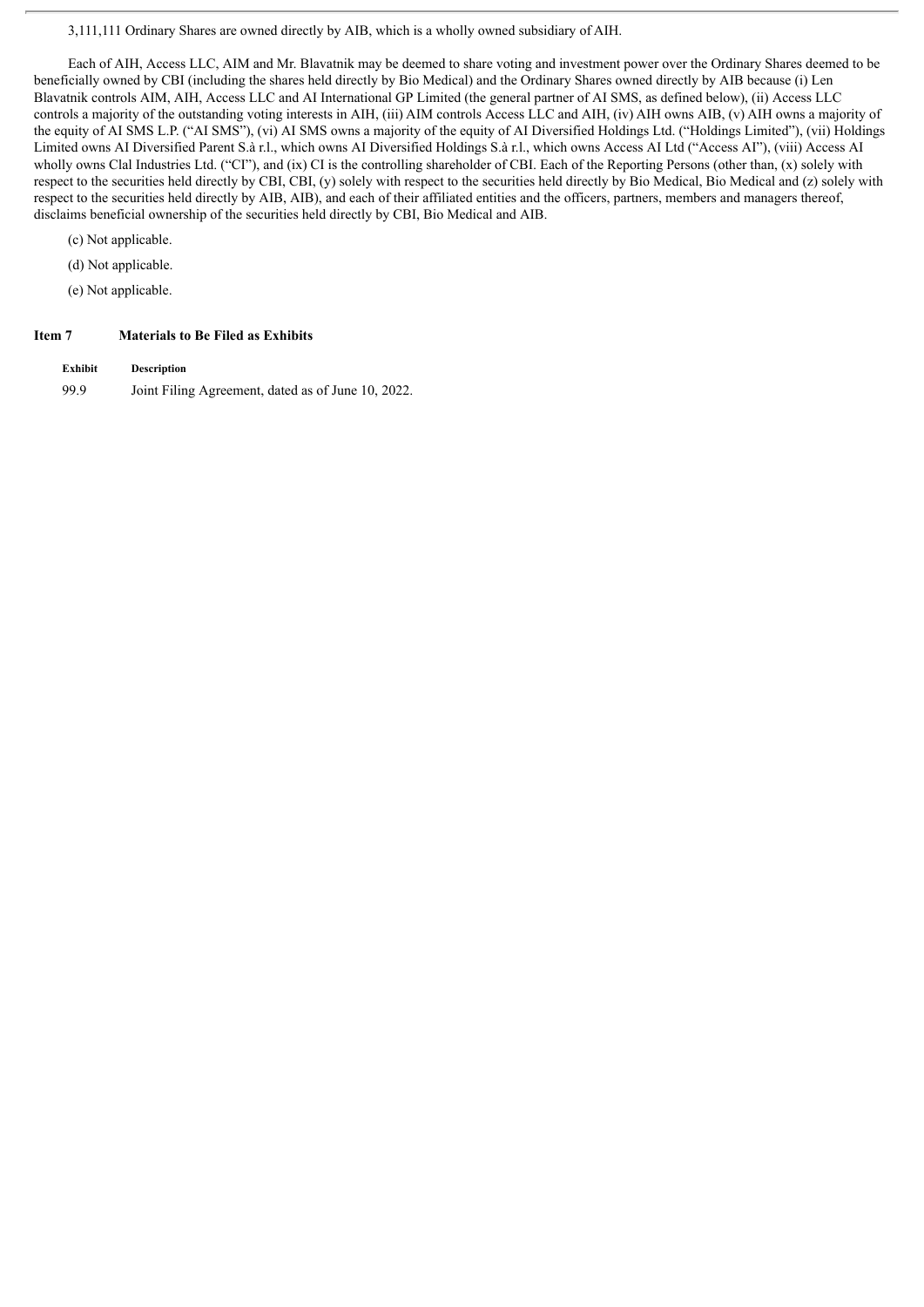3,111,111 Ordinary Shares are owned directly by AIB, which is a wholly owned subsidiary of AIH.

Each of AIH, Access LLC, AIM and Mr. Blavatnik may be deemed to share voting and investment power over the Ordinary Shares deemed to be beneficially owned by CBI (including the shares held directly by Bio Medical) and the Ordinary Shares owned directly by AIB because (i) Len Blavatnik controls AIM, AIH, Access LLC and AI International GP Limited (the general partner of AI SMS, as defined below), (ii) Access LLC controls a majority of the outstanding voting interests in AIH, (iii) AIM controls Access LLC and AIH, (iv) AIH owns AIB, (v) AIH owns a majority of the equity of AI SMS L.P. ("AI SMS"), (vi) AI SMS owns a majority of the equity of AI Diversified Holdings Ltd. ("Holdings Limited"), (vii) Holdings Limited owns AI Diversified Parent S.à r.l., which owns AI Diversified Holdings S.à r.l., which owns Access AI Ltd ("Access AI"), (viii) Access AI wholly owns Clal Industries Ltd. ("CI"), and (ix) CI is the controlling shareholder of CBI. Each of the Reporting Persons (other than, (x) solely with respect to the securities held directly by CBI, CBI, (y) solely with respect to the securities held directly by Bio Medical, Bio Medical and (z) solely with respect to the securities held directly by AIB, AIB), and each of their affiliated entities and the officers, partners, members and managers thereof, disclaims beneficial ownership of the securities held directly by CBI, Bio Medical and AIB.

(c) Not applicable.

(d) Not applicable.

(e) Not applicable.

## Item 7 Materials to Be Filed as Exhibits

| Exhibit | Description |
|---|---|
| 99.9 | Joint Filing Agreement, dated as of June 10, 2022. |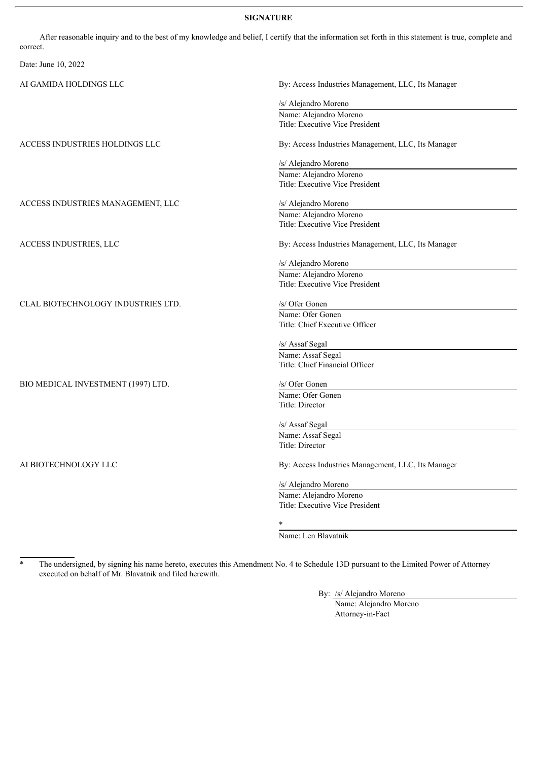**SIGNATURE**

After reasonable inquiry and to the best of my knowledge and belief, I certify that the information set forth in this statement is true, complete and correct.

Date: June 10, 2022

AI GAMIDA HOLDINGS LLC

By: Access Industries Management, LLC, Its Manager

/s/ Alejandro Moreno
Name: Alejandro Moreno
Title: Executive Vice President

ACCESS INDUSTRIES HOLDINGS LLC

By: Access Industries Management, LLC, Its Manager

/s/ Alejandro Moreno
Name: Alejandro Moreno
Title: Executive Vice President

ACCESS INDUSTRIES MANAGEMENT, LLC

/s/ Alejandro Moreno
Name: Alejandro Moreno
Title: Executive Vice President

ACCESS INDUSTRIES, LLC

By: Access Industries Management, LLC, Its Manager

/s/ Alejandro Moreno
Name: Alejandro Moreno
Title: Executive Vice President

CLAL BIOTECHNOLOGY INDUSTRIES LTD.

/s/ Ofer Gonen
Name: Ofer Gonen
Title: Chief Executive Officer

/s/ Assaf Segal
Name: Assaf Segal
Title: Chief Financial Officer

BIO MEDICAL INVESTMENT (1997) LTD.

/s/ Ofer Gonen
Name: Ofer Gonen
Title: Director

/s/ Assaf Segal
Name: Assaf Segal
Title: Director

AI BIOTECHNOLOGY LLC

By: Access Industries Management, LLC, Its Manager

/s/ Alejandro Moreno
Name: Alejandro Moreno
Title: Executive Vice President

*
Name: Len Blavatnik

---

\* The undersigned, by signing his name hereto, executes this Amendment No. 4 to Schedule 13D pursuant to the Limited Power of Attorney executed on behalf of Mr. Blavatnik and filed herewith.

By: /s/ Alejandro Moreno
Name: Alejandro Moreno
Attorney-in-Fact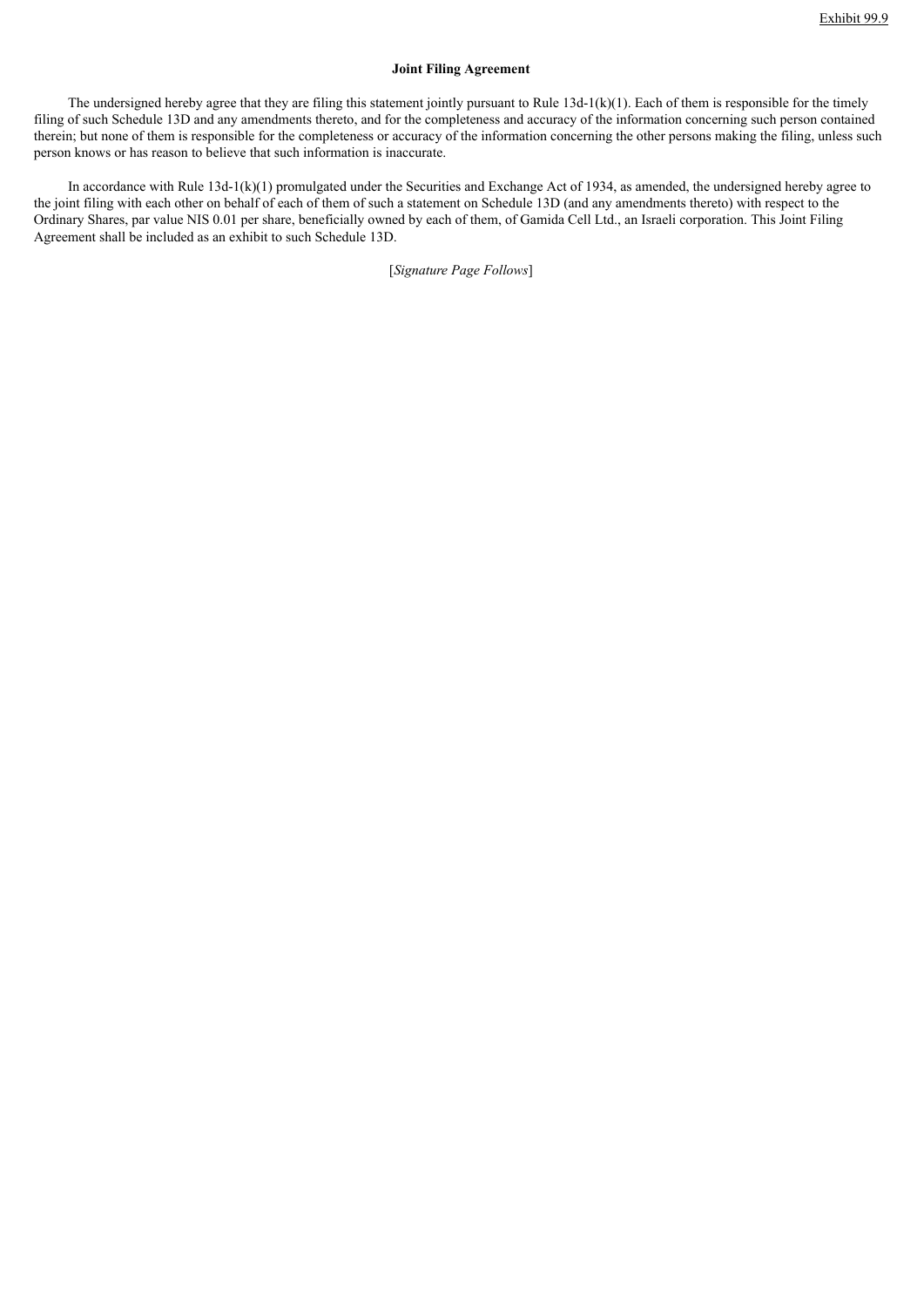Exhibit 99.9

**Joint Filing Agreement**

The undersigned hereby agree that they are filing this statement jointly pursuant to Rule 13d-1(k)(1). Each of them is responsible for the timely filing of such Schedule 13D and any amendments thereto, and for the completeness and accuracy of the information concerning such person contained therein; but none of them is responsible for the completeness or accuracy of the information concerning the other persons making the filing, unless such person knows or has reason to believe that such information is inaccurate.

In accordance with Rule 13d-1(k)(1) promulgated under the Securities and Exchange Act of 1934, as amended, the undersigned hereby agree to the joint filing with each other on behalf of each of them of such a statement on Schedule 13D (and any amendments thereto) with respect to the Ordinary Shares, par value NIS 0.01 per share, beneficially owned by each of them, of Gamida Cell Ltd., an Israeli corporation. This Joint Filing Agreement shall be included as an exhibit to such Schedule 13D.

[*Signature Page Follows*]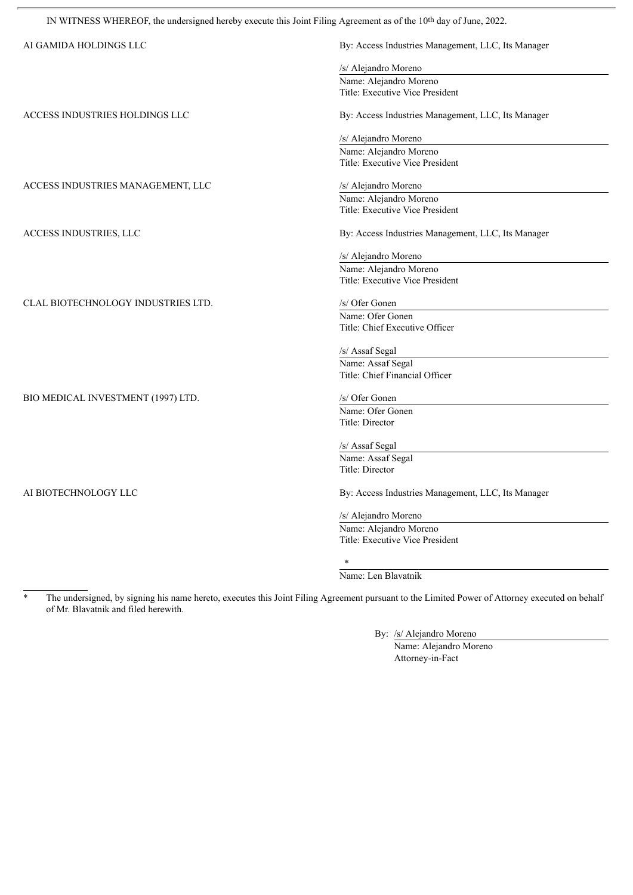IN WITNESS WHEREOF, the undersigned hereby execute this Joint Filing Agreement as of the 10th day of June, 2022.

AI GAMIDA HOLDINGS LLC

By: Access Industries Management, LLC, Its Manager

/s/ Alejandro Moreno
Name: Alejandro Moreno
Title: Executive Vice President

ACCESS INDUSTRIES HOLDINGS LLC

By: Access Industries Management, LLC, Its Manager

/s/ Alejandro Moreno
Name: Alejandro Moreno
Title: Executive Vice President

ACCESS INDUSTRIES MANAGEMENT, LLC

/s/ Alejandro Moreno
Name: Alejandro Moreno
Title: Executive Vice President

ACCESS INDUSTRIES, LLC

By: Access Industries Management, LLC, Its Manager

/s/ Alejandro Moreno
Name: Alejandro Moreno
Title: Executive Vice President

CLAL BIOTECHNOLOGY INDUSTRIES LTD.

/s/ Ofer Gonen
Name: Ofer Gonen
Title: Chief Executive Officer

/s/ Assaf Segal
Name: Assaf Segal
Title: Chief Financial Officer

BIO MEDICAL INVESTMENT (1997) LTD.

/s/ Ofer Gonen
Name: Ofer Gonen
Title: Director

/s/ Assaf Segal
Name: Assaf Segal
Title: Director

AI BIOTECHNOLOGY LLC

By: Access Industries Management, LLC, Its Manager

/s/ Alejandro Moreno
Name: Alejandro Moreno
Title: Executive Vice President

*
Name: Len Blavatnik

---

* The undersigned, by signing his name hereto, executes this Joint Filing Agreement pursuant to the Limited Power of Attorney executed on behalf of Mr. Blavatnik and filed herewith.

By: /s/ Alejandro Moreno
Name: Alejandro Moreno
Attorney-in-Fact